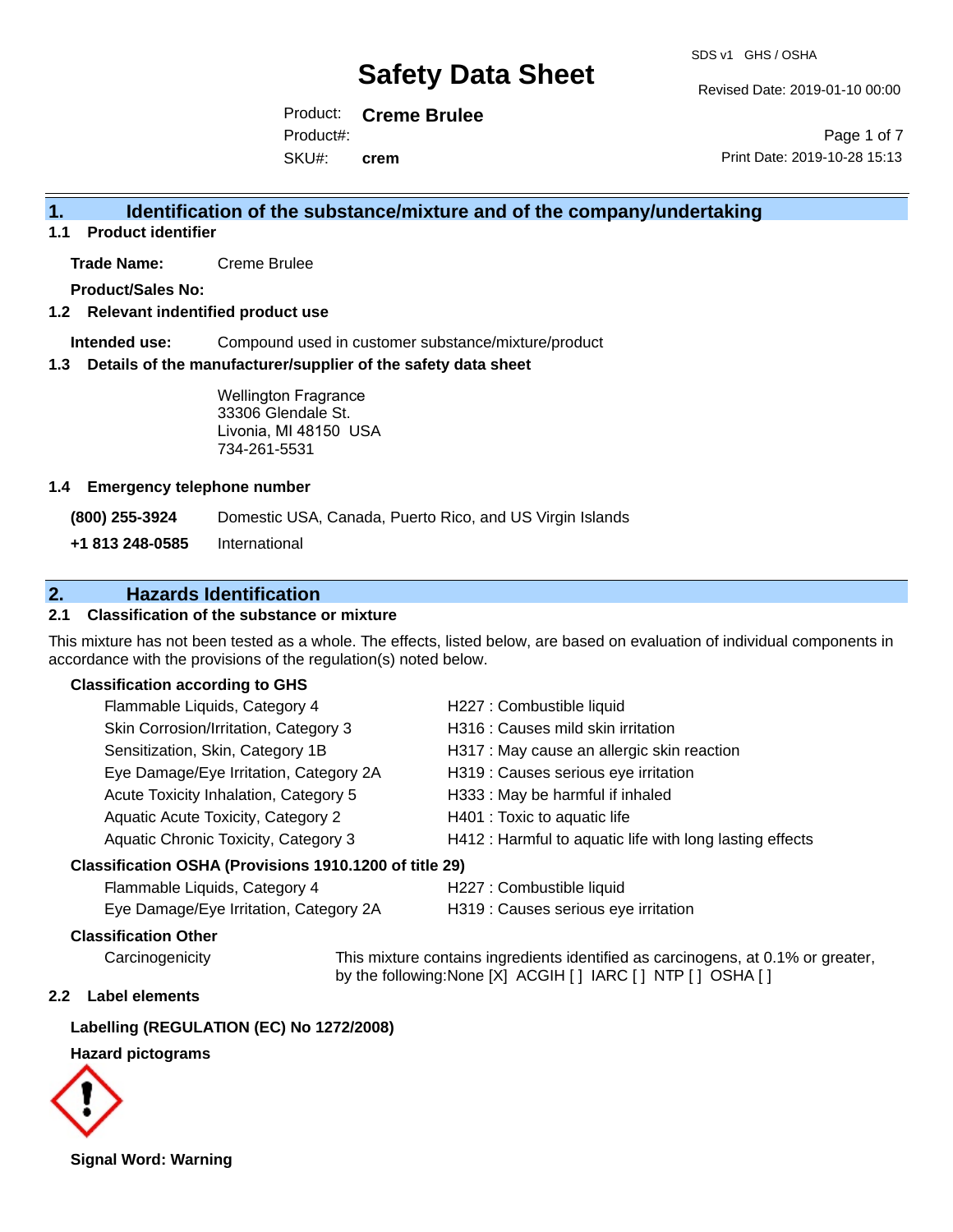# Safety Data Sheet

SDS v1 GHS / OSHA

Revised Date: 2019-01-10 00:00

Product: **Creme Brulee**

Product#:

SKU#: **crem**

Print Date: 2019-10-28 15:13

## 1. Identification of the substance/mixture and of the company/undertaking

### 1.1 Product identifier

**Trade Name:** Creme Brulee

**Product/Sales No:**

### 1.2 Relevant identified product use

**Intended use:** Compound used in customer substance/mixture/product

### 1.3 Details of the manufacturer/supplier of the safety data sheet

Wellington Fragrance
33306 Glendale St.
Livonia, MI 48150 USA
734-261-5531

### 1.4 Emergency telephone number

**(800) 255-3924** Domestic USA, Canada, Puerto Rico, and US Virgin Islands

**+1 813 248-0585** International

## 2. Hazards Identification

### 2.1 Classification of the substance or mixture

This mixture has not been tested as a whole. The effects, listed below, are based on evaluation of individual components in accordance with the provisions of the regulation(s) noted below.

**Classification according to GHS**

| | |
|---|---|
| Flammable Liquids, Category 4 | H227 : Combustible liquid |
| Skin Corrosion/Irritation, Category 3 | H316 : Causes mild skin irritation |
| Sensitization, Skin, Category 1B | H317 : May cause an allergic skin reaction |
| Eye Damage/Eye Irritation, Category 2A | H319 : Causes serious eye irritation |
| Acute Toxicity Inhalation, Category 5 | H333 : May be harmful if inhaled |
| Aquatic Acute Toxicity, Category 2 | H401 : Toxic to aquatic life |
| Aquatic Chronic Toxicity, Category 3 | H412 : Harmful to aquatic life with long lasting effects |

**Classification OSHA (Provisions 1910.1200 of title 29)**

| | |
|---|---|
| Flammable Liquids, Category 4 | H227 : Combustible liquid |
| Eye Damage/Eye Irritation, Category 2A | H319 : Causes serious eye irritation |

**Classification Other**

Carcinogenicity: This mixture contains ingredients identified as carcinogens, at 0.1% or greater, by the following:None [X] ACGIH [ ] IARC [ ] NTP [ ] OSHA [ ]

### 2.2 Label elements

**Labelling (REGULATION (EC) No 1272/2008)**

**Hazard pictograms**

**Signal Word: Warning**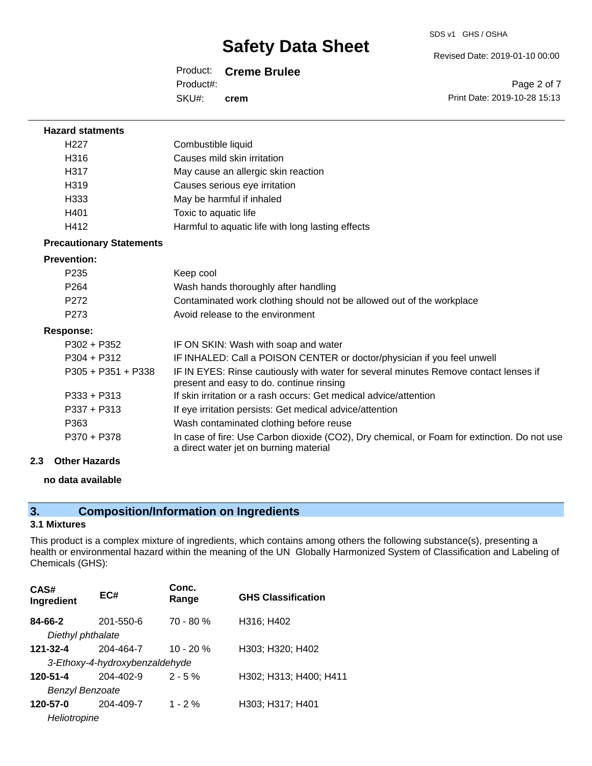**Hazard statments**

| | |
|---|---|
| H227 | Combustible liquid |
| H316 | Causes mild skin irritation |
| H317 | May cause an allergic skin reaction |
| H319 | Causes serious eye irritation |
| H333 | May be harmful if inhaled |
| H401 | Toxic to aquatic life |
| H412 | Harmful to aquatic life with long lasting effects |

**Precautionary Statements**

**Prevention:**

| | |
|---|---|
| P235 | Keep cool |
| P264 | Wash hands thoroughly after handling |
| P272 | Contaminated work clothing should not be allowed out of the workplace |
| P273 | Avoid release to the environment |

**Response:**

| | |
|---|---|
| P302 + P352 | IF ON SKIN: Wash with soap and water |
| P304 + P312 | IF INHALED: Call a POISON CENTER or doctor/physician if you feel unwell |
| P305 + P351 + P338 | IF IN EYES: Rinse cautiously with water for several minutes Remove contact lenses if present and easy to do. continue rinsing |
| P333 + P313 | If skin irritation or a rash occurs: Get medical advice/attention |
| P337 + P313 | If eye irritation persists: Get medical advice/attention |
| P363 | Wash contaminated clothing before reuse |
| P370 + P378 | In case of fire: Use Carbon dioxide (CO2), Dry chemical, or Foam for extinction. Do not use a direct water jet on burning material |

### 2.3 Other Hazards

**no data available**

## 3. Composition/Information on Ingredients

### 3.1 Mixtures

This product is a complex mixture of ingredients, which contains among others the following substance(s), presenting a health or environmental hazard within the meaning of the UN Globally Harmonized System of Classification and Labeling of Chemicals (GHS):

| CAS# Ingredient | EC# | Conc. Range | GHS Classification |
|---|---|---|---|
| **84-66-2** | 201-550-6 | 70 - 80 % | H316; H402 |
| *Diethyl phthalate* | | | |
| **121-32-4** | 204-464-7 | 10 - 20 % | H303; H320; H402 |
| *3-Ethoxy-4-hydroxybenzaldehyde* | | | |
| **120-51-4** | 204-402-9 | 2 - 5 % | H302; H313; H400; H411 |
| *Benzyl Benzoate* | | | |
| **120-57-0** | 204-409-7 | 1 - 2 % | H303; H317; H401 |
| *Heliotropine* | | | |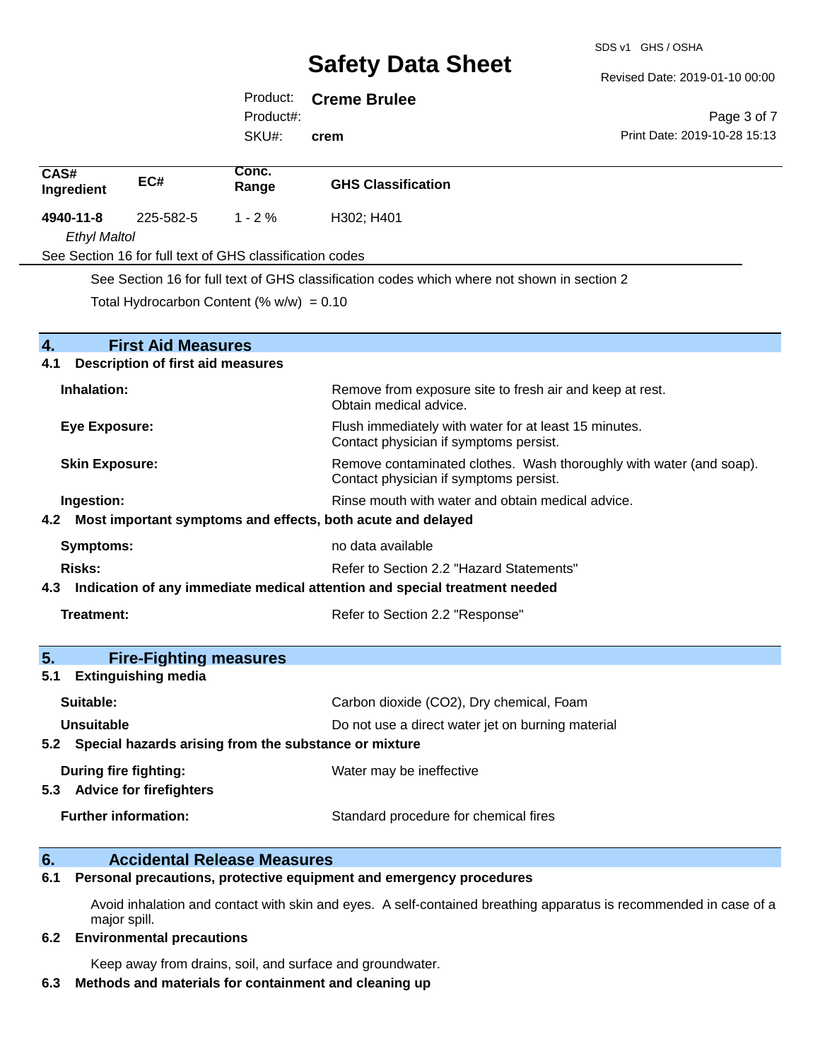| CAS# Ingredient | EC# | Conc. Range | GHS Classification |
|---|---|---|---|
| **4940-11-8** *Ethyl Maltol* | 225-582-5 | 1 - 2 % | H302; H401 |

See Section 16 for full text of GHS classification codes

See Section 16 for full text of GHS classification codes which where not shown in section 2

Total Hydrocarbon Content (% w/w) = 0.10

## 4. First Aid Measures

### 4.1 Description of first aid measures

**Inhalation:** Remove from exposure site to fresh air and keep at rest. Obtain medical advice.

**Eye Exposure:** Flush immediately with water for at least 15 minutes. Contact physician if symptoms persist.

**Skin Exposure:** Remove contaminated clothes. Wash thoroughly with water (and soap). Contact physician if symptoms persist.

**Ingestion:** Rinse mouth with water and obtain medical advice.

### 4.2 Most important symptoms and effects, both acute and delayed

**Symptoms:** no data available

**Risks:** Refer to Section 2.2 "Hazard Statements"

### 4.3 Indication of any immediate medical attention and special treatment needed

**Treatment:** Refer to Section 2.2 "Response"

## 5. Fire-Fighting measures

### 5.1 Extinguishing media

**Suitable:** Carbon dioxide ($CO_2$), Dry chemical, Foam

**Unsuitable** Do not use a direct water jet on burning material

### 5.2 Special hazards arising from the substance or mixture

**During fire fighting:** Water may be ineffective

### 5.3 Advice for firefighters

**Further information:** Standard procedure for chemical fires

## 6. Accidental Release Measures

### 6.1 Personal precautions, protective equipment and emergency procedures

Avoid inhalation and contact with skin and eyes. A self-contained breathing apparatus is recommended in case of a major spill.

### 6.2 Environmental precautions

Keep away from drains, soil, and surface and groundwater.

### 6.3 Methods and materials for containment and cleaning up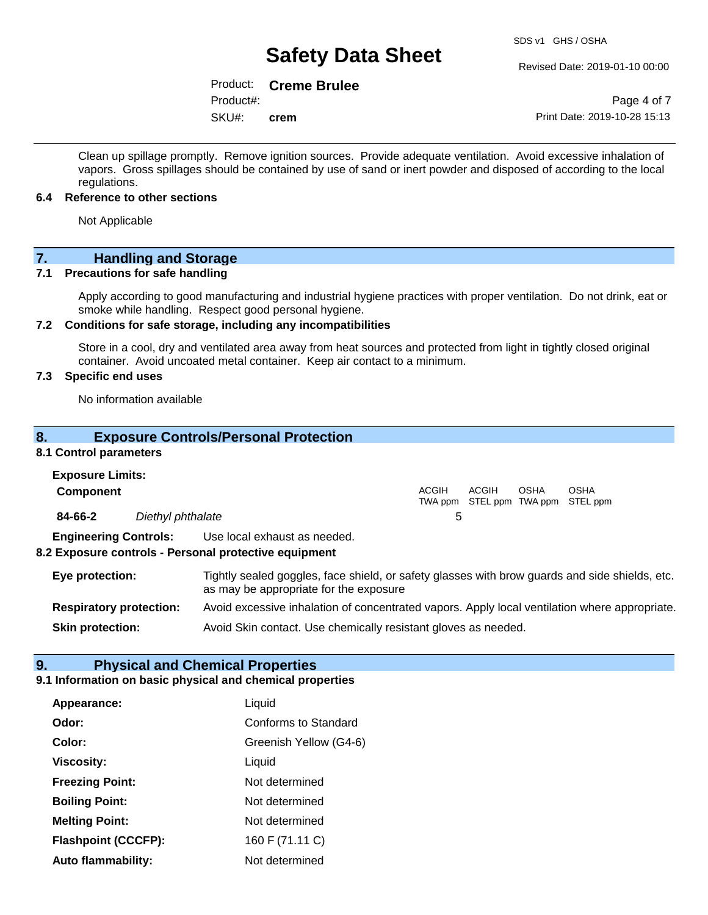Clean up spillage promptly. Remove ignition sources. Provide adequate ventilation. Avoid excessive inhalation of vapors. Gross spillages should be contained by use of sand or inert powder and disposed of according to the local regulations.

**6.4 Reference to other sections**

Not Applicable

## 7. Handling and Storage

**7.1 Precautions for safe handling**

Apply according to good manufacturing and industrial hygiene practices with proper ventilation. Do not drink, eat or smoke while handling. Respect good personal hygiene.

**7.2 Conditions for safe storage, including any incompatibilities**

Store in a cool, dry and ventilated area away from heat sources and protected from light in tightly closed original container. Avoid uncoated metal container. Keep air contact to a minimum.

**7.3 Specific end uses**

No information available

## 8. Exposure Controls/Personal Protection

**8.1 Control parameters**

**Exposure Limits:**

| Component | | ACGIH TWA ppm | ACGIH STEL ppm | OSHA TWA ppm | OSHA STEL ppm |
|---|---|---|---|---|---|
| **84-66-2** | *Diethyl phthalate* | 5 | | | |

**Engineering Controls:** Use local exhaust as needed.

**8.2 Exposure controls - Personal protective equipment**

**Eye protection:** Tightly sealed goggles, face shield, or safety glasses with brow guards and side shields, etc. as may be appropriate for the exposure

**Respiratory protection:** Avoid excessive inhalation of concentrated vapors. Apply local ventilation where appropriate.

**Skin protection:** Avoid Skin contact. Use chemically resistant gloves as needed.

## 9. Physical and Chemical Properties

**9.1 Information on basic physical and chemical properties**

| | |
|---|---|
| **Appearance:** | Liquid |
| **Odor:** | Conforms to Standard |
| **Color:** | Greenish Yellow (G4-6) |
| **Viscosity:** | Liquid |
| **Freezing Point:** | Not determined |
| **Boiling Point:** | Not determined |
| **Melting Point:** | Not determined |
| **Flashpoint (CCCFP):** | 160 F (71.11 C) |
| **Auto flammability:** | Not determined |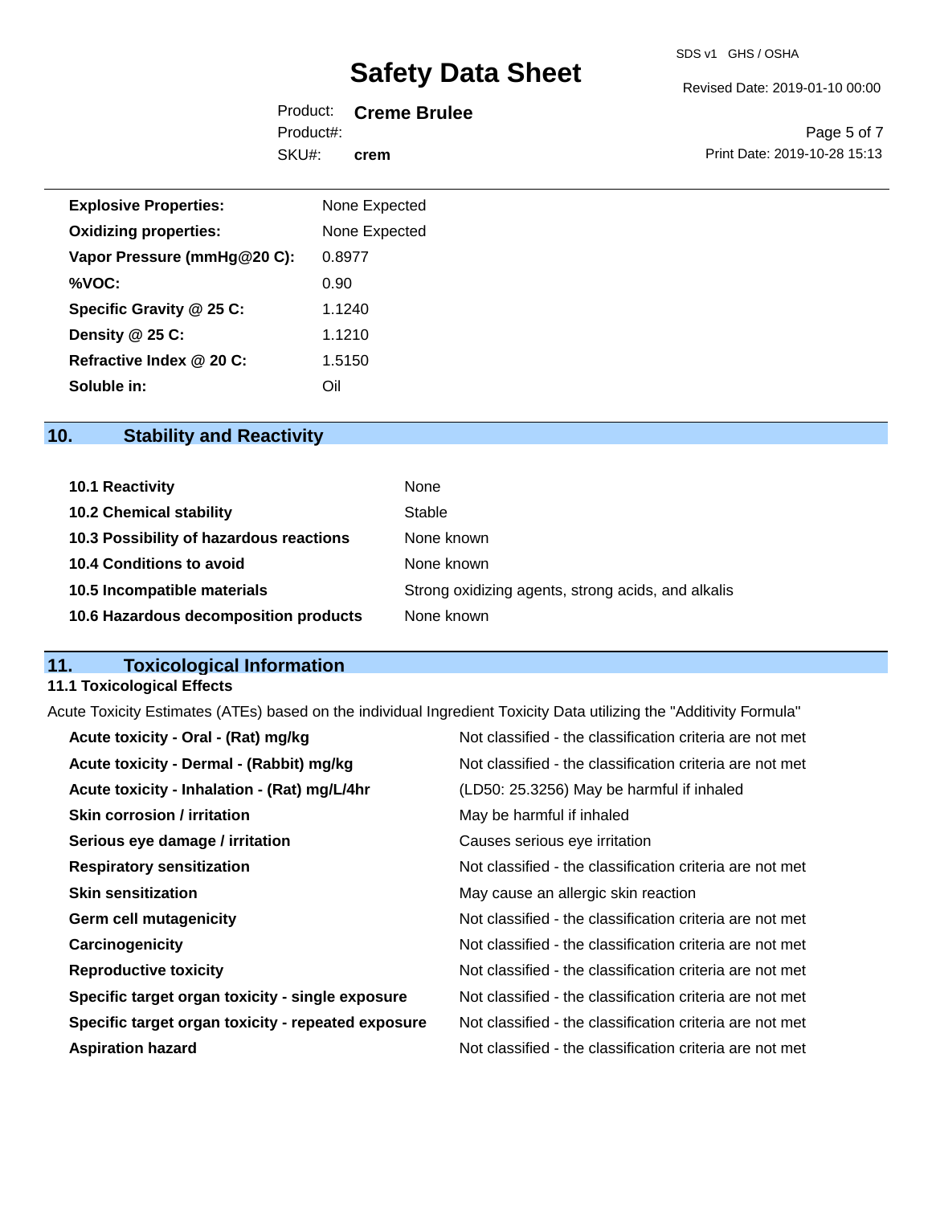| | |
|---|---|
| **Explosive Properties:** | None Expected |
| **Oxidizing properties:** | None Expected |
| **Vapor Pressure (mmHg@20 C):** | 0.8977 |
| **%VOC:** | 0.90 |
| **Specific Gravity @ 25 C:** | 1.1240 |
| **Density @ 25 C:** | 1.1210 |
| **Refractive Index @ 20 C:** | 1.5150 |
| **Soluble in:** | Oil |

## 10. Stability and Reactivity

| | |
|---|---|
| **10.1 Reactivity** | None |
| **10.2 Chemical stability** | Stable |
| **10.3 Possibility of hazardous reactions** | None known |
| **10.4 Conditions to avoid** | None known |
| **10.5 Incompatible materials** | Strong oxidizing agents, strong acids, and alkalis |
| **10.6 Hazardous decomposition products** | None known |

## 11. Toxicological Information

### 11.1 Toxicological Effects

Acute Toxicity Estimates (ATEs) based on the individual Ingredient Toxicity Data utilizing the "Additivity Formula"

| | |
|---|---|
| **Acute toxicity - Oral - (Rat) mg/kg** | Not classified - the classification criteria are not met |
| **Acute toxicity - Dermal - (Rabbit) mg/kg** | Not classified - the classification criteria are not met |
| **Acute toxicity - Inhalation - (Rat) mg/L/4hr** | (LD50: 25.3256) May be harmful if inhaled |
| **Skin corrosion / irritation** | May be harmful if inhaled |
| **Serious eye damage / irritation** | Causes serious eye irritation |
| **Respiratory sensitization** | Not classified - the classification criteria are not met |
| **Skin sensitization** | May cause an allergic skin reaction |
| **Germ cell mutagenicity** | Not classified - the classification criteria are not met |
| **Carcinogenicity** | Not classified - the classification criteria are not met |
| **Reproductive toxicity** | Not classified - the classification criteria are not met |
| **Specific target organ toxicity - single exposure** | Not classified - the classification criteria are not met |
| **Specific target organ toxicity - repeated exposure** | Not classified - the classification criteria are not met |
| **Aspiration hazard** | Not classified - the classification criteria are not met |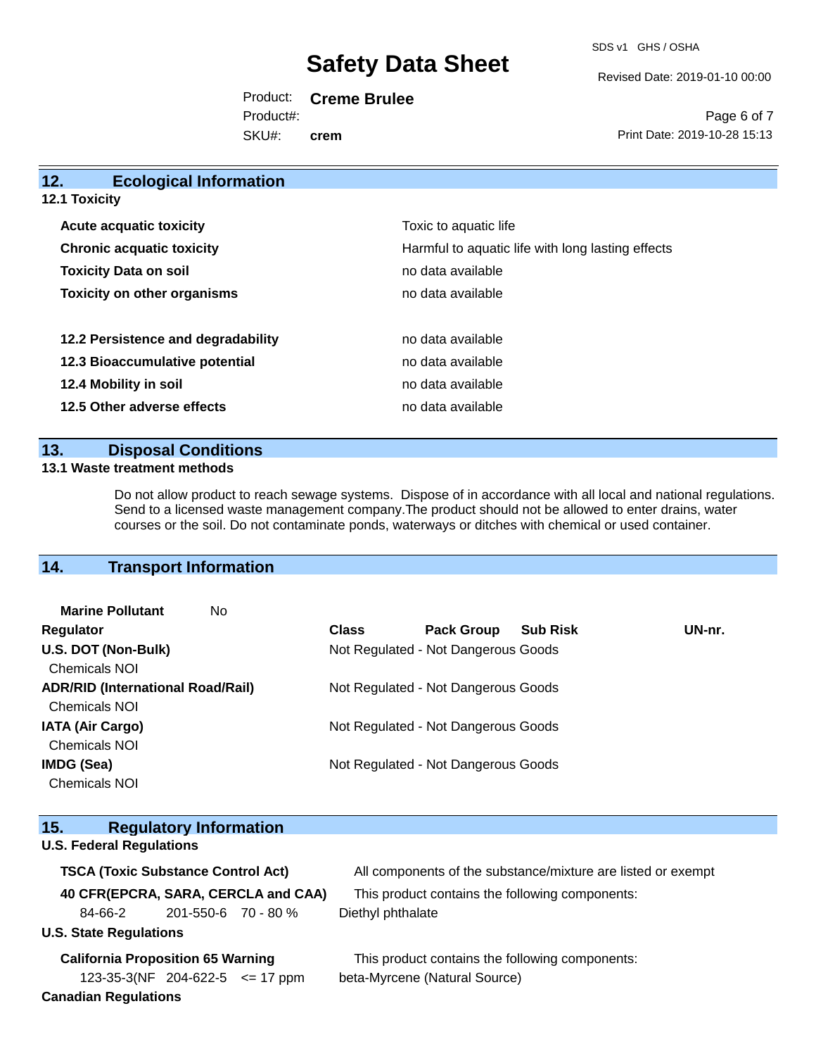## 12. Ecological Information

### 12.1 Toxicity

| | |
|---|---|
| **Acute acquatic toxicity** | Toxic to aquatic life |
| **Chronic acquatic toxicity** | Harmful to aquatic life with long lasting effects |
| **Toxicity Data on soil** | no data available |
| **Toxicity on other organisms** | no data available |
| **12.2 Persistence and degradability** | no data available |
| **12.3 Bioaccumulative potential** | no data available |
| **12.4 Mobility in soil** | no data available |
| **12.5 Other adverse effects** | no data available |

## 13. Disposal Conditions

### 13.1 Waste treatment methods

Do not allow product to reach sewage systems. Dispose of in accordance with all local and national regulations. Send to a licensed waste management company.The product should not be allowed to enter drains, water courses or the soil. Do not contaminate ponds, waterways or ditches with chemical or used container.

## 14. Transport Information

**Marine Pollutant** No

| Regulator | Class | Pack Group | Sub Risk | UN-nr. |
|---|---|---|---|---|
| **U.S. DOT (Non-Bulk)** | Not Regulated - Not Dangerous Goods | | | |
| Chemicals NOI | | | | |
| **ADR/RID (International Road/Rail)** | Not Regulated - Not Dangerous Goods | | | |
| Chemicals NOI | | | | |
| **IATA (Air Cargo)** | Not Regulated - Not Dangerous Goods | | | |
| Chemicals NOI | | | | |
| **IMDG (Sea)** | Not Regulated - Not Dangerous Goods | | | |
| Chemicals NOI | | | | |

## 15. Regulatory Information

**U.S. Federal Regulations**

**TSCA (Toxic Substance Control Act)** All components of the substance/mixture are listed or exempt

**40 CFR(EPCRA, SARA, CERCLA and CAA)** This product contains the following components:

| | | | |
|---|---|---|---|
| 84-66-2 | 201-550-6 | 70 - 80 % | Diethyl phthalate |

**U.S. State Regulations**

**California Proposition 65 Warning** This product contains the following components:

| | | | |
|---|---|---|---|
| 123-35-3(NF | 204-622-5 | <= 17 ppm | beta-Myrcene (Natural Source) |

**Canadian Regulations**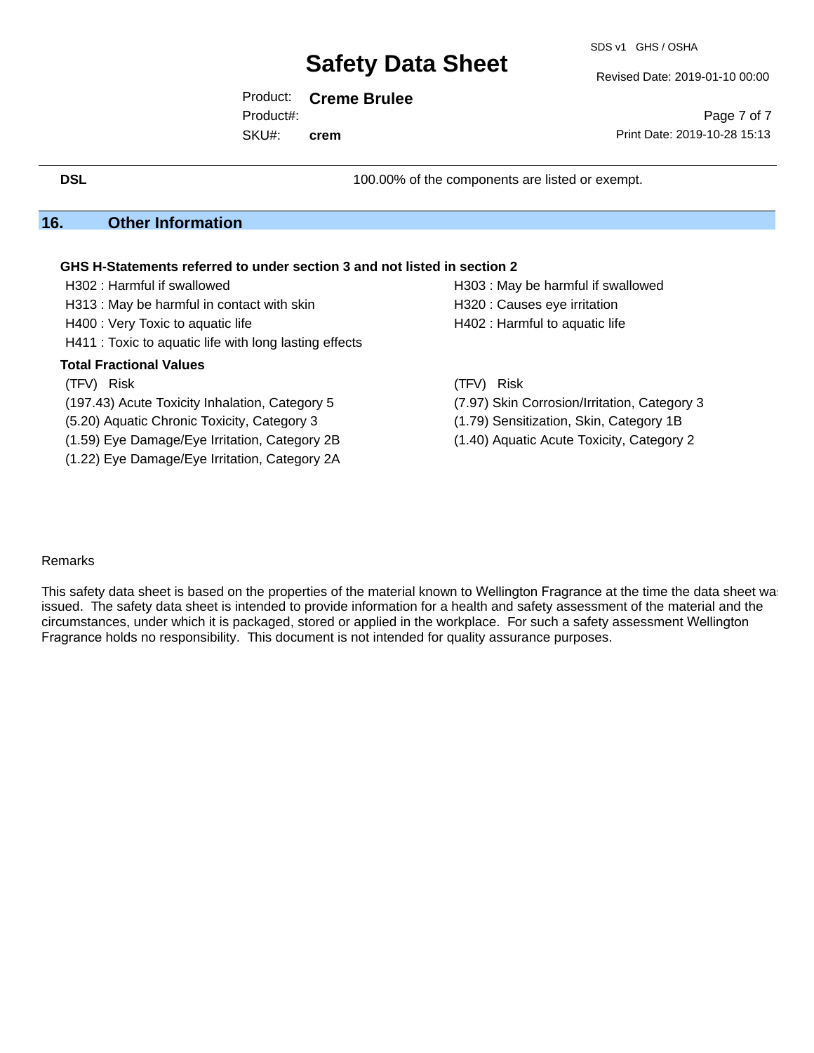| | |
|---|---|
| **DSL** | 100.00% of the components are listed or exempt. |

## 16. Other Information

**GHS H-Statements referred to under section 3 and not listed in section 2**

H302 : Harmful if swallowed

H303 : May be harmful if swallowed

H313 : May be harmful in contact with skin

H320 : Causes eye irritation

H400 : Very Toxic to aquatic life

H402 : Harmful to aquatic life

H411 : Toxic to aquatic life with long lasting effects

**Total Fractional Values**

| (TFV) Risk | (TFV) Risk |
|---|---|
| (197.43) Acute Toxicity Inhalation, Category 5 | (7.97) Skin Corrosion/Irritation, Category 3 |
| (5.20) Aquatic Chronic Toxicity, Category 3 | (1.79) Sensitization, Skin, Category 1B |
| (1.59) Eye Damage/Eye Irritation, Category 2B | (1.40) Aquatic Acute Toxicity, Category 2 |
| (1.22) Eye Damage/Eye Irritation, Category 2A | |

Remarks

This safety data sheet is based on the properties of the material known to Wellington Fragrance at the time the data sheet was issued. The safety data sheet is intended to provide information for a health and safety assessment of the material and the circumstances, under which it is packaged, stored or applied in the workplace. For such a safety assessment Wellington Fragrance holds no responsibility. This document is not intended for quality assurance purposes.